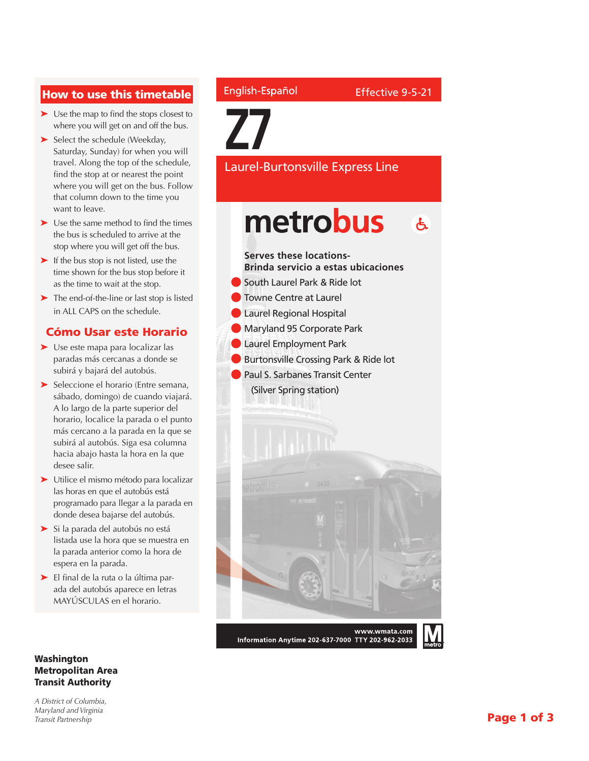## How to use this timetable

- Use the map to find the stops closest to where you will get on and off the bus.
- Select the schedule (Weekday, Saturday, Sunday) for when you will travel. Along the top of the schedule, find the stop at or nearest the point where you will get on the bus. Follow that column down to the time you want to leave.
- Use the same method to find the times the bus is scheduled to arrive at the stop where you will get off the bus.
- If the bus stop is not listed, use the time shown for the bus stop before it as the time to wait at the stop.
- The end-of-the-line or last stop is listed in ALL CAPS on the schedule.

## Cómo Usar este Horario

- Use este mapa para localizar las paradas más cercanas a donde se subirá y bajará del autobús.
- Seleccione el horario (Entre semana, sábado, domingo) de cuando viajará. A lo largo de la parte superior del horario, localice la parada o el punto más cercano a la parada en la que se subirá al autobús. Siga esa columna hacia abajo hasta la hora en la que desee salir.
- Utilice el mismo método para localizar las horas en que el autobús está programado para llegar a la parada en donde desea bajarse del autobús.
- Si la parada del autobús no está listada use la hora que se muestra en la parada anterior como la hora de espera en la parada.
- El final de la ruta o la última parada del autobús aparece en letras MAYÚSCULAS en el horario.

English-Español

Effective 9-5-21

# Z7

## Laurel-Burtonsville Express Line

# metrobus

**Serves these locations-**
**Brinda servicio a estas ubicaciones**

- South Laurel Park & Ride lot
- Towne Centre at Laurel
- Laurel Regional Hospital
- Maryland 95 Corporate Park
- Laurel Employment Park
- Burtonsville Crossing Park & Ride lot
- Paul S. Sarbanes Transit Center (Silver Spring station)

**www.wmata.com**
**Information Anytime 202-637-7000 TTY 202-962-2033**

**Washington Metropolitan Area Transit Authority**

*A District of Columbia, Maryland and Virginia Transit Partnership*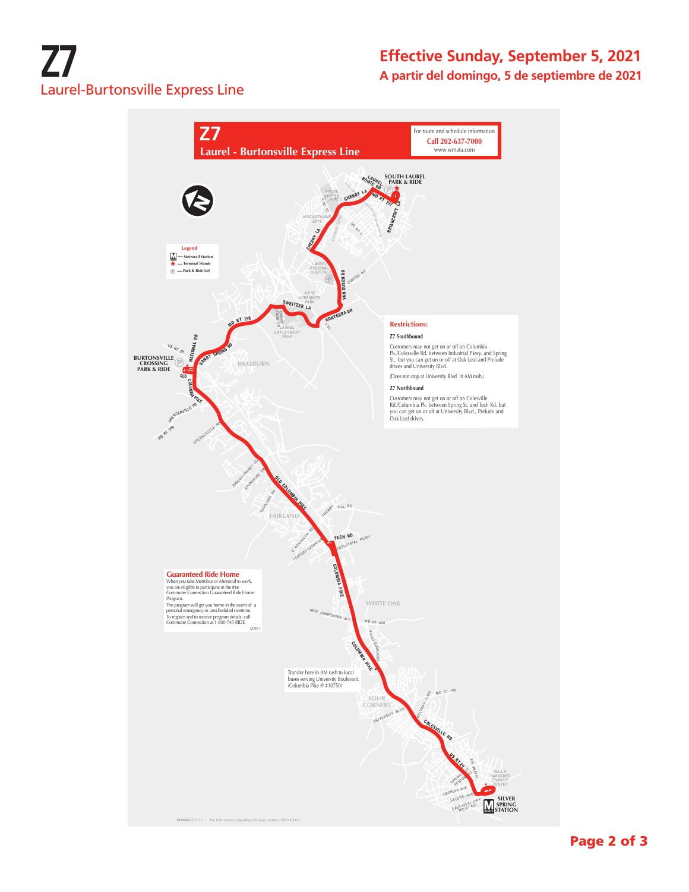# Z7

Laurel-Burtonsville Express Line

**Effective Sunday, September 5, 2021**

**A partir del domingo, 5 de septiembre de 2021**

## Z7
## Laurel - Burtonsville Express Line

For route and schedule information
**Call 202-637-7000**
www.wmata.com

**Legend**
- Metrorail Station
- Terminal Stands
- Park & Ride Lot

**Restrictions:**

**Z7 Southbound**

Customers may not get on or off on Columbia Pk./Colesville Rd. between Industrial Pkwy. and Spring St., but you can get on or off at Oak Leaf and Prelude drives and University Blvd.

(Does not stop at University Blvd. in AM rush.)

**Z7 Northbound**

Customers may not get on or off on Colesville Rd./Columbia Pk. between Spring St. and Tech Rd. but you can get on or off at University Blvd., Prelude and Oak Leaf drives.

**Guaranteed Ride Home**
When you take Metrobus or Metrorail to work, you are eligible to participate in the free Commuter Connection Guaranteed Ride Home Program.
The program will get you home in the event of a personal emergency or unscheduled overtime.
To register and to receive program details, call Commuter Connection at 1-800-745-RIDE.
(2/97)

Transfer here in AM rush to local buses serving University Boulevard. (Columbia Pike @ #10750)

SOUTH LAUREL PARK & RIDE

BURTONSVILLE CROSSING PARK & RIDE

SILVER SPRING STATION

WMATA ©2013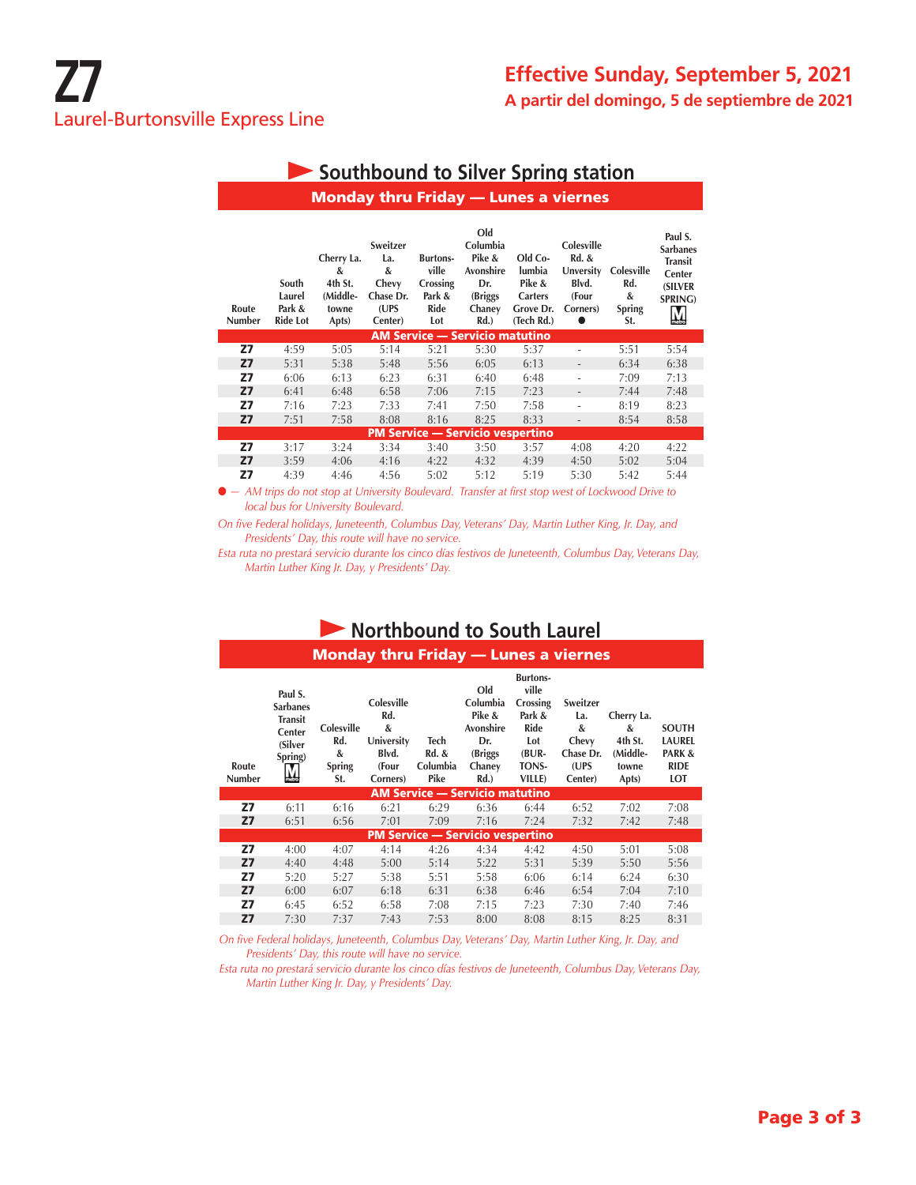# Z7

## Laurel-Burtonsville Express Line

**Effective Sunday, September 5, 2021**

**A partir del domingo, 5 de septiembre de 2021**

## Southbound to Silver Spring station

### Monday thru Friday — Lunes a viernes

| Route Number | South Laurel Park & Ride Lot | Cherry La. & 4th St. (Middle-towne Apts) | Sweitzer La. & Chevy Chase Dr. (UPS Center) | Burtons-ville Crossing Park & Ride Lot | Old Columbia Pike & Avonshire Dr. (Briggs Chaney Rd.) | Old Co-lumbia Pike & Carters Grove Dr. (Tech Rd.) | Colesville Rd. & Unversity Blvd. (Four Corners) ● | Colesville Rd. & Spring St. | Paul S. Sarbanes Transit Center (SILVER SPRING) M |
|---|---|---|---|---|---|---|---|---|---|
| **AM Service — Servicio matutino** | | | | | | | | | |
| **Z7** | 4:59 | 5:05 | 5:14 | 5:21 | 5:30 | 5:37 | - | 5:51 | 5:54 |
| **Z7** | 5:31 | 5:38 | 5:48 | 5:56 | 6:05 | 6:13 | - | 6:34 | 6:38 |
| **Z7** | 6:06 | 6:13 | 6:23 | 6:31 | 6:40 | 6:48 | - | 7:09 | 7:13 |
| **Z7** | 6:41 | 6:48 | 6:58 | 7:06 | 7:15 | 7:23 | - | 7:44 | 7:48 |
| **Z7** | 7:16 | 7:23 | 7:33 | 7:41 | 7:50 | 7:58 | - | 8:19 | 8:23 |
| **Z7** | 7:51 | 7:58 | 8:08 | 8:16 | 8:25 | 8:33 | - | 8:54 | 8:58 |
| **PM Service — Servicio vespertino** | | | | | | | | | |
| **Z7** | 3:17 | 3:24 | 3:34 | 3:40 | 3:50 | 3:57 | 4:08 | 4:20 | 4:22 |
| **Z7** | 3:59 | 4:06 | 4:16 | 4:22 | 4:32 | 4:39 | 4:50 | 5:02 | 5:04 |
| **Z7** | 4:39 | 4:46 | 4:56 | 5:02 | 5:12 | 5:19 | 5:30 | 5:42 | 5:44 |

● — *AM trips do not stop at University Boulevard. Transfer at first stop west of Lockwood Drive to local bus for University Boulevard.*

*On five Federal holidays, Juneteenth, Columbus Day, Veterans' Day, Martin Luther King, Jr. Day, and Presidents' Day, this route will have no service.*

*Esta ruta no prestará servicio durante los cinco días festivos de Juneteenth, Columbus Day, Veterans Day, Martin Luther King Jr. Day, y Presidents' Day.*

## Northbound to South Laurel

### Monday thru Friday — Lunes a viernes

| Route Number | Paul S. Sarbanes Transit Center (Silver Spring) M | Colesville Rd. & Spring St. | Colesville Rd. & University Blvd. (Four Corners) | Tech Rd. & Columbia Pike | Old Columbia Pike & Avonshire Dr. (Briggs Chaney Rd.) | Burtons-ville Crossing Park & Ride Lot (BUR-TONS-VILLE) | Sweitzer La. & Chevy Chase Dr. (UPS Center) | Cherry La. & 4th St. (Middle-towne Apts) | SOUTH LAUREL PARK & RIDE LOT |
|---|---|---|---|---|---|---|---|---|---|
| **AM Service — Servicio matutino** | | | | | | | | | |
| **Z7** | 6:11 | 6:16 | 6:21 | 6:29 | 6:36 | 6:44 | 6:52 | 7:02 | 7:08 |
| **Z7** | 6:51 | 6:56 | 7:01 | 7:09 | 7:16 | 7:24 | 7:32 | 7:42 | 7:48 |
| **PM Service — Servicio vespertino** | | | | | | | | | |
| **Z7** | 4:00 | 4:07 | 4:14 | 4:26 | 4:34 | 4:42 | 4:50 | 5:01 | 5:08 |
| **Z7** | 4:40 | 4:48 | 5:00 | 5:14 | 5:22 | 5:31 | 5:39 | 5:50 | 5:56 |
| **Z7** | 5:20 | 5:27 | 5:38 | 5:51 | 5:58 | 6:06 | 6:14 | 6:24 | 6:30 |
| **Z7** | 6:00 | 6:07 | 6:18 | 6:31 | 6:38 | 6:46 | 6:54 | 7:04 | 7:10 |
| **Z7** | 6:45 | 6:52 | 6:58 | 7:08 | 7:15 | 7:23 | 7:30 | 7:40 | 7:46 |
| **Z7** | 7:30 | 7:37 | 7:43 | 7:53 | 8:00 | 8:08 | 8:15 | 8:25 | 8:31 |

*On five Federal holidays, Juneteenth, Columbus Day, Veterans' Day, Martin Luther King, Jr. Day, and Presidents' Day, this route will have no service.*

*Esta ruta no prestará servicio durante los cinco días festivos de Juneteenth, Columbus Day, Veterans Day, Martin Luther King Jr. Day, y Presidents' Day.*